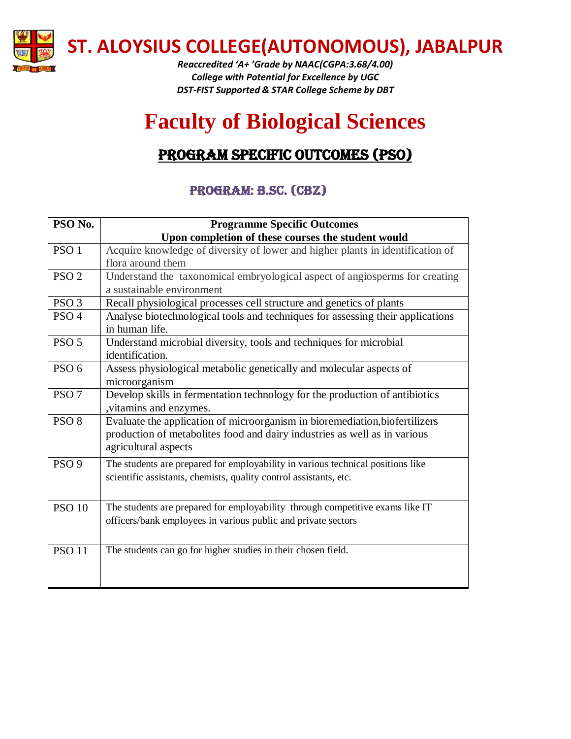# ST. ALOYSIUS COLLEGE(AUTONOMOUS), JABALPUR

*Reaccredited 'A+ 'Grade by NAAC(CGPA:3.68/4.00)*
*College with Potential for Excellence by UGC*
*DST-FIST Supported & STAR College Scheme by DBT*

# Faculty of Biological Sciences

## PROGRAM SPECIFIC OUTCOMES (PSO)

### PROGRAM: B.SC. (CBZ)

| PSO No. | Programme Specific Outcomes<br>Upon completion of these courses the student would |
|---|---|
| PSO 1 | Acquire knowledge of diversity of lower and higher plants in identification of flora around them |
| PSO 2 | Understand the taxonomical embryological aspect of angiosperms for creating a sustainable environment |
| PSO 3 | Recall physiological processes cell structure and genetics of plants |
| PSO 4 | Analyse biotechnological tools and techniques for assessing their applications in human life. |
| PSO 5 | Understand microbial diversity, tools and techniques for microbial identification. |
| PSO 6 | Assess physiological metabolic genetically and molecular aspects of microorganism |
| PSO 7 | Develop skills in fermentation technology for the production of antibiotics ,vitamins and enzymes. |
| PSO 8 | Evaluate the application of microorganism in bioremediation,biofertilizers production of metabolites food and dairy industries as well as in various agricultural aspects |
| PSO 9 | The students are prepared for employability in various technical positions like scientific assistants, chemists, quality control assistants, etc. |
| PSO 10 | The students are prepared for employability through competitive exams like IT officers/bank employees in various public and private sectors |
| PSO 11 | The students can go for higher studies in their chosen field. |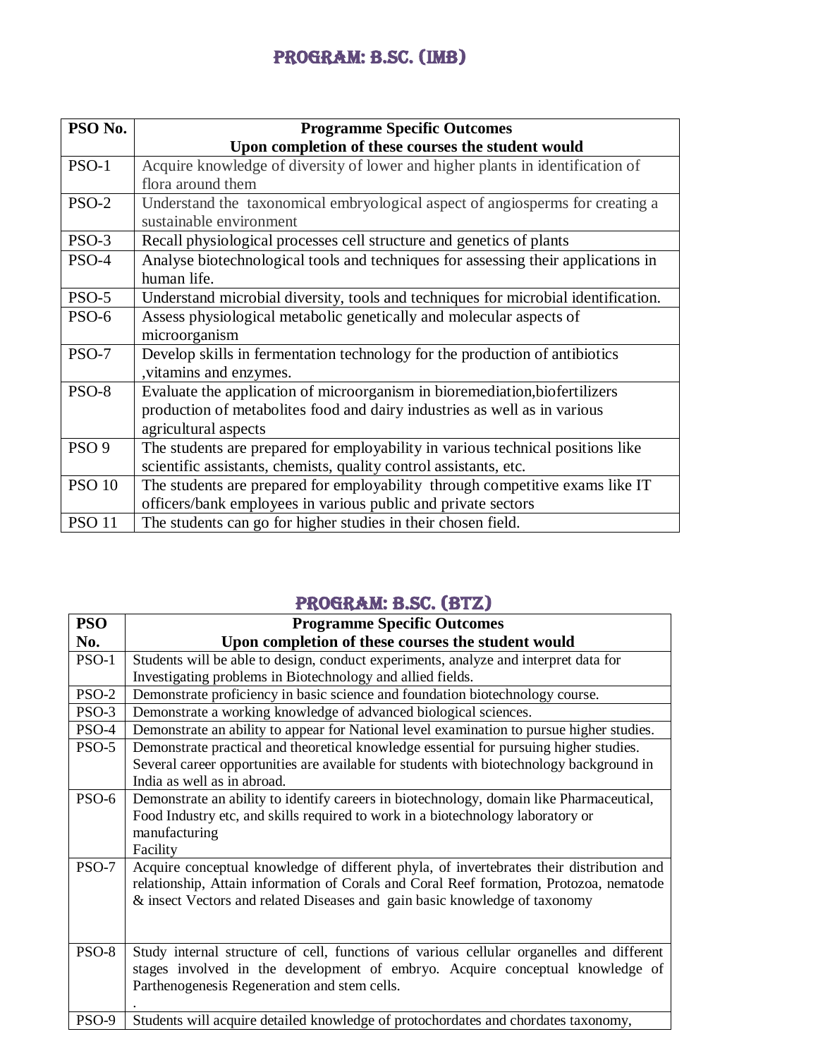## PROGRAM: B.SC. (IMB)

| PSO No. | Programme Specific Outcomes<br>Upon completion of these courses the student would |
|---|---|
| PSO-1 | Acquire knowledge of diversity of lower and higher plants in identification of flora around them |
| PSO-2 | Understand the taxonomical embryological aspect of angiosperms for creating a sustainable environment |
| PSO-3 | Recall physiological processes cell structure and genetics of plants |
| PSO-4 | Analyse biotechnological tools and techniques for assessing their applications in human life. |
| PSO-5 | Understand microbial diversity, tools and techniques for microbial identification. |
| PSO-6 | Assess physiological metabolic genetically and molecular aspects of microorganism |
| PSO-7 | Develop skills in fermentation technology for the production of antibiotics ,vitamins and enzymes. |
| PSO-8 | Evaluate the application of microorganism in bioremediation,biofertilizers production of metabolites food and dairy industries as well as in various agricultural aspects |
| PSO 9 | The students are prepared for employability in various technical positions like scientific assistants, chemists, quality control assistants, etc. |
| PSO 10 | The students are prepared for employability through competitive exams like IT officers/bank employees in various public and private sectors |
| PSO 11 | The students can go for higher studies in their chosen field. |

## PROGRAM: B.SC. (BTZ)

| PSO No. | Programme Specific Outcomes<br>Upon completion of these courses the student would |
|---|---|
| PSO-1 | Students will be able to design, conduct experiments, analyze and interpret data for Investigating problems in Biotechnology and allied fields. |
| PSO-2 | Demonstrate proficiency in basic science and foundation biotechnology course. |
| PSO-3 | Demonstrate a working knowledge of advanced biological sciences. |
| PSO-4 | Demonstrate an ability to appear for National level examination to pursue higher studies. |
| PSO-5 | Demonstrate practical and theoretical knowledge essential for pursuing higher studies. Several career opportunities are available for students with biotechnology background in India as well as in abroad. |
| PSO-6 | Demonstrate an ability to identify careers in biotechnology, domain like Pharmaceutical, Food Industry etc, and skills required to work in a biotechnology laboratory or manufacturing Facility |
| PSO-7 | Acquire conceptual knowledge of different phyla, of invertebrates their distribution and relationship, Attain information of Corals and Coral Reef formation, Protozoa, nematode & insect Vectors and related Diseases and gain basic knowledge of taxonomy |
| PSO-8 | Study internal structure of cell, functions of various cellular organelles and different stages involved in the development of embryo. Acquire conceptual knowledge of Parthenogenesis Regeneration and stem cells. |
| PSO-9 | Students will acquire detailed knowledge of protochordates and chordates taxonomy, |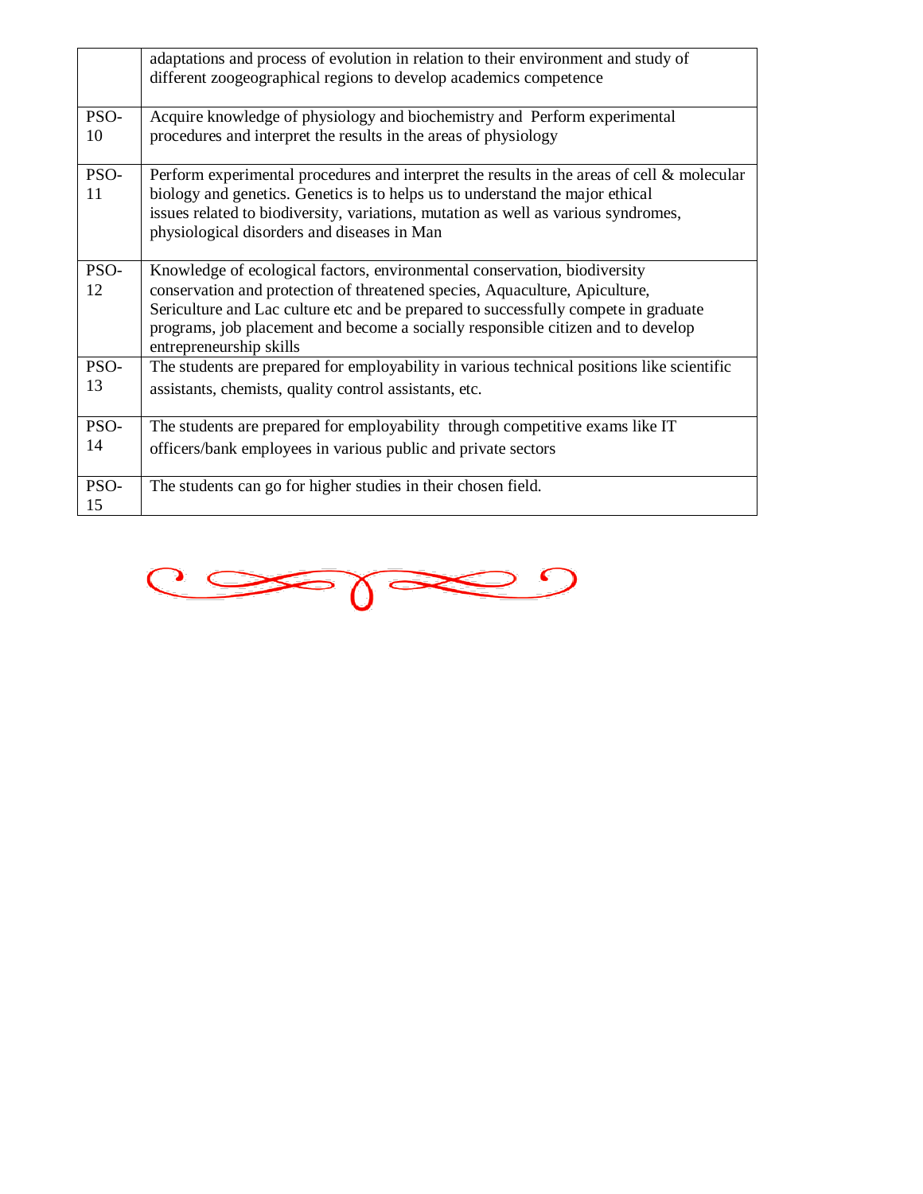| | |
|---|---|
| | adaptations and process of evolution in relation to their environment and study of different zoogeographical regions to develop academics competence |
| PSO-10 | Acquire knowledge of physiology and biochemistry and Perform experimental procedures and interpret the results in the areas of physiology |
| PSO-11 | Perform experimental procedures and interpret the results in the areas of cell & molecular biology and genetics. Genetics is to helps us to understand the major ethical issues related to biodiversity, variations, mutation as well as various syndromes, physiological disorders and diseases in Man |
| PSO-12 | Knowledge of ecological factors, environmental conservation, biodiversity conservation and protection of threatened species, Aquaculture, Apiculture, Sericulture and Lac culture etc and be prepared to successfully compete in graduate programs, job placement and become a socially responsible citizen and to develop entrepreneurship skills |
| PSO-13 | The students are prepared for employability in various technical positions like scientific assistants, chemists, quality control assistants, etc. |
| PSO-14 | The students are prepared for employability through competitive exams like IT officers/bank employees in various public and private sectors |
| PSO-15 | The students can go for higher studies in their chosen field. |